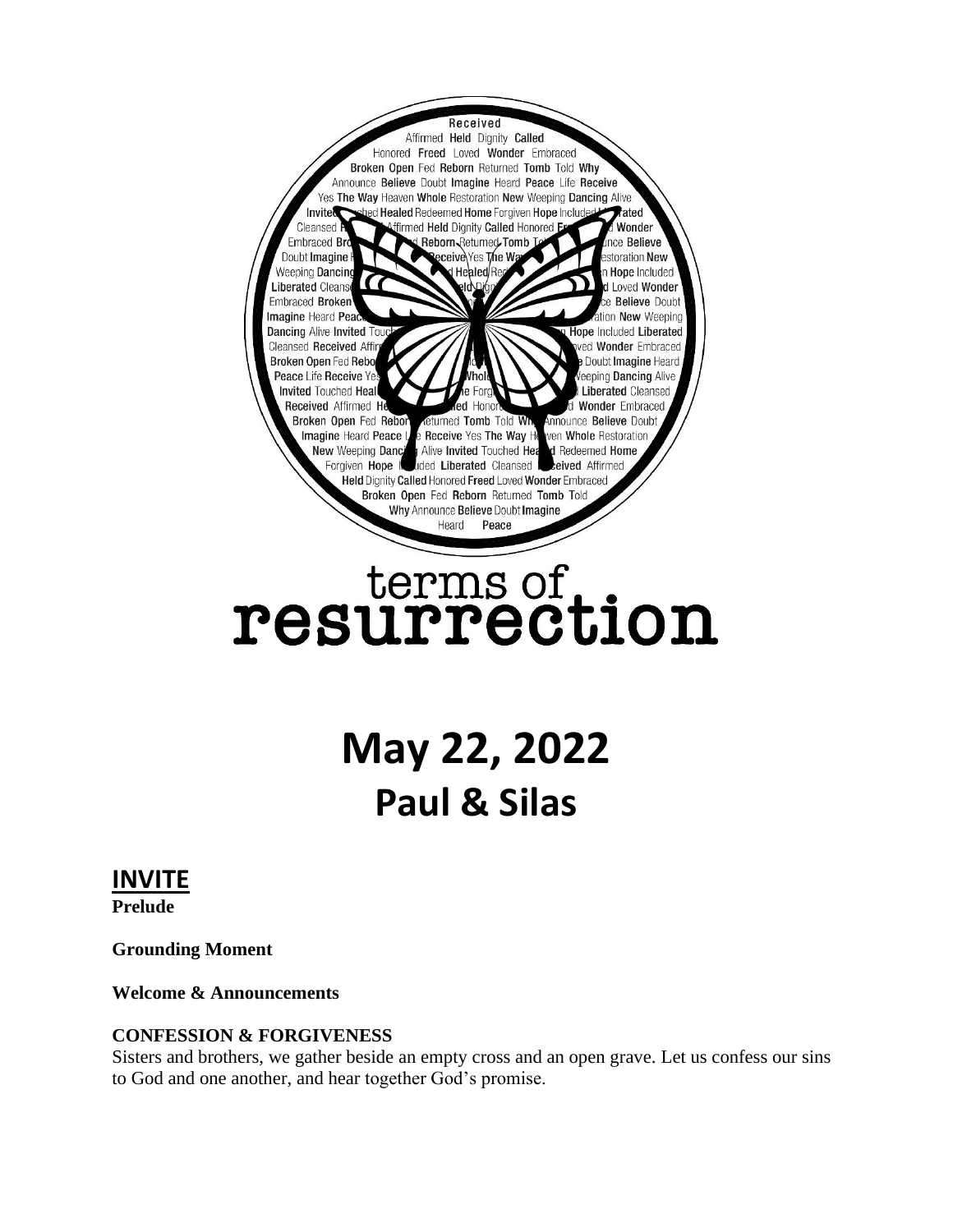terms of resurrection

# May 22, 2022

# Paul & Silas

## INVITE

**Prelude**

**Grounding Moment**

**Welcome & Announcements**

### CONFESSION & FORGIVENESS

Sisters and brothers, we gather beside an empty cross and an open grave. Let us confess our sins to God and one another, and hear together God's promise.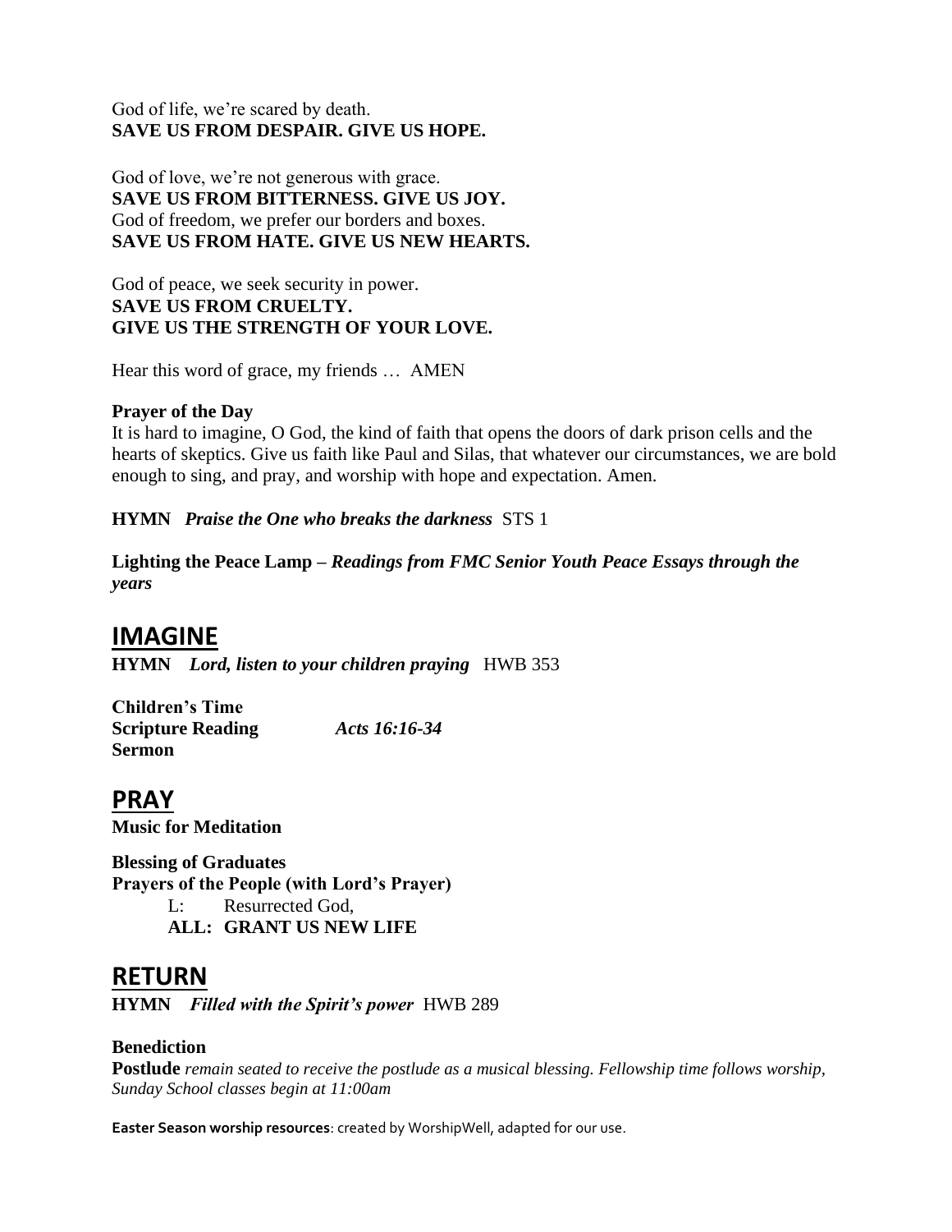God of life, we're scared by death.
**SAVE US FROM DESPAIR. GIVE US HOPE.**

God of love, we're not generous with grace.
**SAVE US FROM BITTERNESS. GIVE US JOY.**
God of freedom, we prefer our borders and boxes.
**SAVE US FROM HATE. GIVE US NEW HEARTS.**

God of peace, we seek security in power.
**SAVE US FROM CRUELTY.**
**GIVE US THE STRENGTH OF YOUR LOVE.**

Hear this word of grace, my friends … AMEN

**Prayer of the Day**
It is hard to imagine, O God, the kind of faith that opens the doors of dark prison cells and the hearts of skeptics. Give us faith like Paul and Silas, that whatever our circumstances, we are bold enough to sing, and pray, and worship with hope and expectation. Amen.

**HYMN** ***Praise the One who breaks the darkness*** STS 1

**Lighting the Peace Lamp –** ***Readings from FMC Senior Youth Peace Essays through the years***

# IMAGINE

**HYMN** ***Lord, listen to your children praying*** HWB 353

**Children's Time**
**Scripture Reading** *Acts 16:16-34*
**Sermon**

# PRAY

**Music for Meditation**

**Blessing of Graduates**
**Prayers of the People (with Lord's Prayer)**
L: Resurrected God,
**ALL: GRANT US NEW LIFE**

# RETURN

**HYMN** ***Filled with the Spirit's power*** HWB 289

**Benediction**
**Postlude** *remain seated to receive the postlude as a musical blessing. Fellowship time follows worship, Sunday School classes begin at 11:00am*

**Easter Season worship resources**: created by WorshipWell, adapted for our use.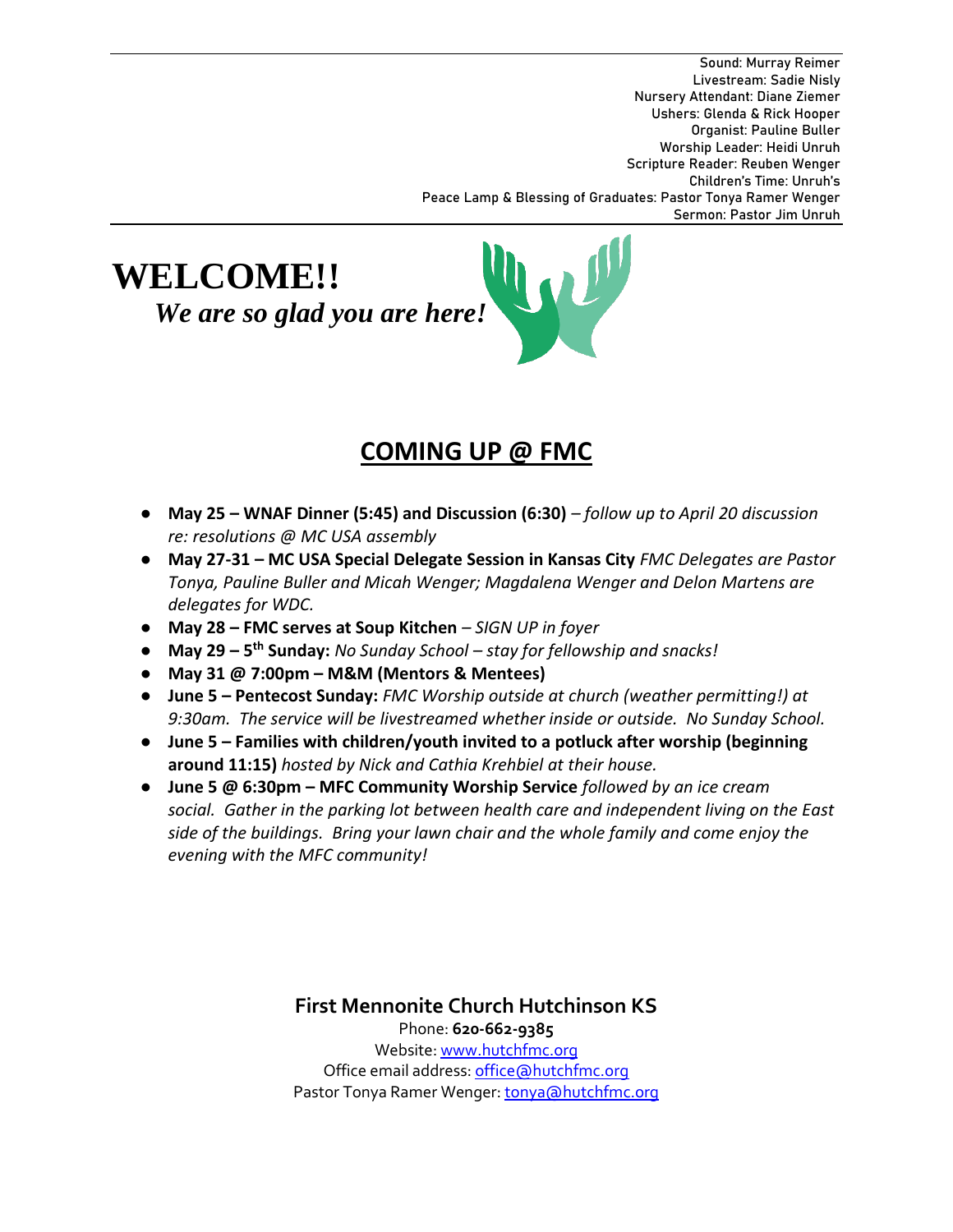Sound: Murray Reimer
Livestream: Sadie Nisly
Nursery Attendant: Diane Ziemer
Ushers: Glenda & Rick Hooper
Organist: Pauline Buller
Worship Leader: Heidi Unruh
Scripture Reader: Reuben Wenger
Children's Time: Unruh's
Peace Lamp & Blessing of Graduates: Pastor Tonya Ramer Wenger
Sermon: Pastor Jim Unruh

# WELCOME!!

***We are so glad you are here!***

## COMING UP @ FMC

- **May 25 – WNAF Dinner (5:45) and Discussion (6:30)** – *follow up to April 20 discussion re: resolutions @ MC USA assembly*
- **May 27-31 – MC USA Special Delegate Session in Kansas City** *FMC Delegates are Pastor Tonya, Pauline Buller and Micah Wenger; Magdalena Wenger and Delon Martens are delegates for WDC.*
- **May 28 – FMC serves at Soup Kitchen** – *SIGN UP in foyer*
- **May 29 – 5th Sunday:** *No Sunday School – stay for fellowship and snacks!*
- **May 31 @ 7:00pm – M&M (Mentors & Mentees)**
- **June 5 – Pentecost Sunday:** *FMC Worship outside at church (weather permitting!) at 9:30am. The service will be livestreamed whether inside or outside. No Sunday School.*
- **June 5 – Families with children/youth invited to a potluck after worship (beginning around 11:15)** *hosted by Nick and Cathia Krehbiel at their house.*
- **June 5 @ 6:30pm – MFC Community Worship Service** *followed by an ice cream social. Gather in the parking lot between health care and independent living on the East side of the buildings. Bring your lawn chair and the whole family and come enjoy the evening with the MFC community!*

**First Mennonite Church Hutchinson KS**
Phone: **620-662-9385**
Website: www.hutchfmc.org
Office email address: office@hutchfmc.org
Pastor Tonya Ramer Wenger: tonya@hutchfmc.org